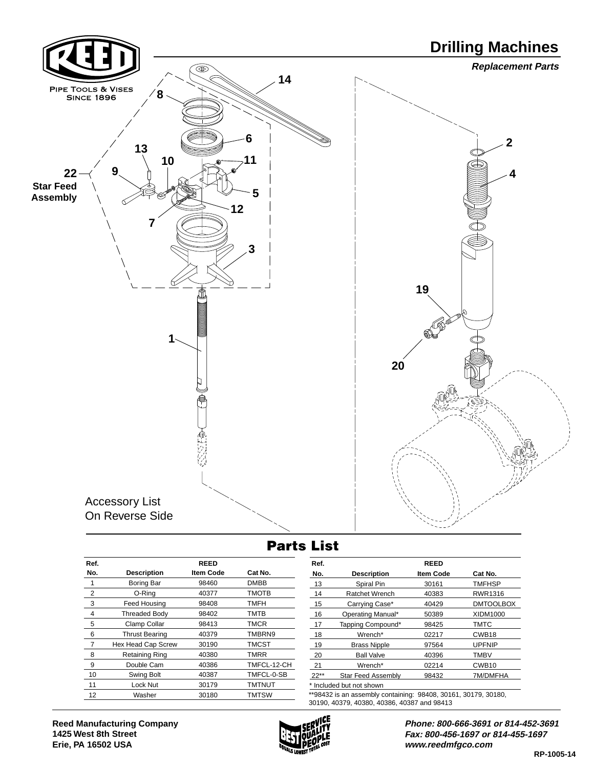PIPE TOOLS & VISES
SINCE 1896

# Drilling Machines

***Replacement Parts***

**22 Star Feed Assembly**

Accessory List
On Reverse Side

## Parts List

| Ref. No. | Description | REED Item Code | Cat No. |
|---|---|---|---|
| 1 | Boring Bar | 98460 | DMBB |
| 2 | O-Ring | 40377 | TMOTB |
| 3 | Feed Housing | 98408 | TMFH |
| 4 | Threaded Body | 98402 | TMTB |
| 5 | Clamp Collar | 98413 | TMCR |
| 6 | Thrust Bearing | 40379 | TMBRN9 |
| 7 | Hex Head Cap Screw | 30190 | TMCST |
| 8 | Retaining Ring | 40380 | TMRR |
| 9 | Double Cam | 40386 | TMFCL-12-CH |
| 10 | Swing Bolt | 40387 | TMFCL-0-SB |
| 11 | Lock Nut | 30179 | TMTNUT |
| 12 | Washer | 30180 | TMTSW |
| 13 | Spiral Pin | 30161 | TMFHSP |
| 14 | Ratchet Wrench | 40383 | RWR1316 |
| 15 | Carrying Case* | 40429 | DMTOOLBOX |
| 16 | Operating Manual* | 50389 | XIDM1000 |
| 17 | Tapping Compound* | 98425 | TMTC |
| 18 | Wrench* | 02217 | CWB18 |
| 19 | Brass Nipple | 97564 | UPFNIP |
| 20 | Ball Valve | 40396 | TMBV |
| 21 | Wrench* | 02214 | CWB10 |
| 22** | Star Feed Assembly | 98432 | 7M/DMFHA |

\* Included but not shown

**98432 is an assembly containing: 98408, 30161, 30179, 30180, 30190, 40379, 40380, 40386, 40387 and 98413

**Reed Manufacturing Company**
**1425 West 8th Street**
**Erie, PA 16502 USA**

***Phone: 800-666-3691 or 814-452-3691***
***Fax: 800-456-1697 or 814-455-1697***
***www.reedmfgco.com***

RP-1005-14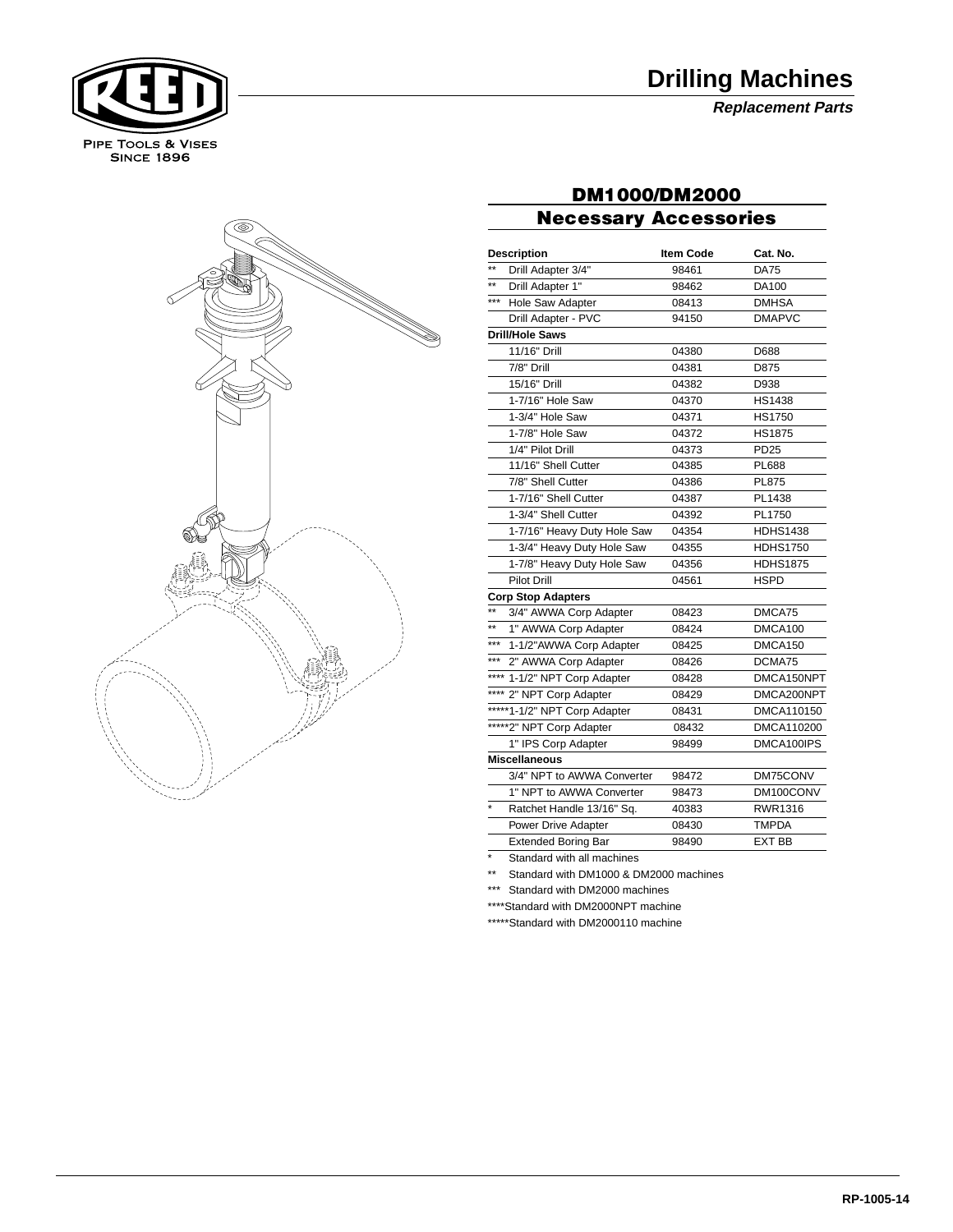# Drilling Machines

***Replacement Parts***

PIPE TOOLS & VISES
SINCE 1896

## DM1000/DM2000
## Necessary Accessories

| | Description | Item Code | Cat. No. |
|---|---|---|---|
| ** | Drill Adapter 3/4" | 98461 | DA75 |
| ** | Drill Adapter 1" | 98462 | DA100 |
| *** | Hole Saw Adapter | 08413 | DMHSA |
| | Drill Adapter - PVC | 94150 | DMAPVC |
| **Drill/Hole Saws** | | | |
| | 11/16" Drill | 04380 | D688 |
| | 7/8" Drill | 04381 | D875 |
| | 15/16" Drill | 04382 | D938 |
| | 1-7/16" Hole Saw | 04370 | HS1438 |
| | 1-3/4" Hole Saw | 04371 | HS1750 |
| | 1-7/8" Hole Saw | 04372 | HS1875 |
| | 1/4" Pilot Drill | 04373 | PD25 |
| | 11/16" Shell Cutter | 04385 | PL688 |
| | 7/8" Shell Cutter | 04386 | PL875 |
| | 1-7/16" Shell Cutter | 04387 | PL1438 |
| | 1-3/4" Shell Cutter | 04392 | PL1750 |
| | 1-7/16" Heavy Duty Hole Saw | 04354 | HDHS1438 |
| | 1-3/4" Heavy Duty Hole Saw | 04355 | HDHS1750 |
| | 1-7/8" Heavy Duty Hole Saw | 04356 | HDHS1875 |
| | Pilot Drill | 04561 | HSPD |
| **Corp Stop Adapters** | | | |
| ** | 3/4" AWWA Corp Adapter | 08423 | DMCA75 |
| ** | 1" AWWA Corp Adapter | 08424 | DMCA100 |
| *** | 1-1/2"AWWA Corp Adapter | 08425 | DMCA150 |
| *** | 2" AWWA Corp Adapter | 08426 | DCMA75 |
| **** | 1-1/2" NPT Corp Adapter | 08428 | DMCA150NPT |
| **** | 2" NPT Corp Adapter | 08429 | DMCA200NPT |
| ***** | 1-1/2" NPT Corp Adapter | 08431 | DMCA110150 |
| ***** | 2" NPT Corp Adapter | 08432 | DMCA110200 |
| | 1" IPS Corp Adapter | 98499 | DMCA100IPS |
| **Miscellaneous** | | | |
| | 3/4" NPT to AWWA Converter | 98472 | DM75CONV |
| | 1" NPT to AWWA Converter | 98473 | DM100CONV |
| * | Ratchet Handle 13/16" Sq. | 40383 | RWR1316 |
| | Power Drive Adapter | 08430 | TMPDA |
| | Extended Boring Bar | 98490 | EXT BB |

\* Standard with all machines

** Standard with DM1000 & DM2000 machines

*** Standard with DM2000 machines

****Standard with DM2000NPT machine

*****Standard with DM2000110 machine

RP-1005-14